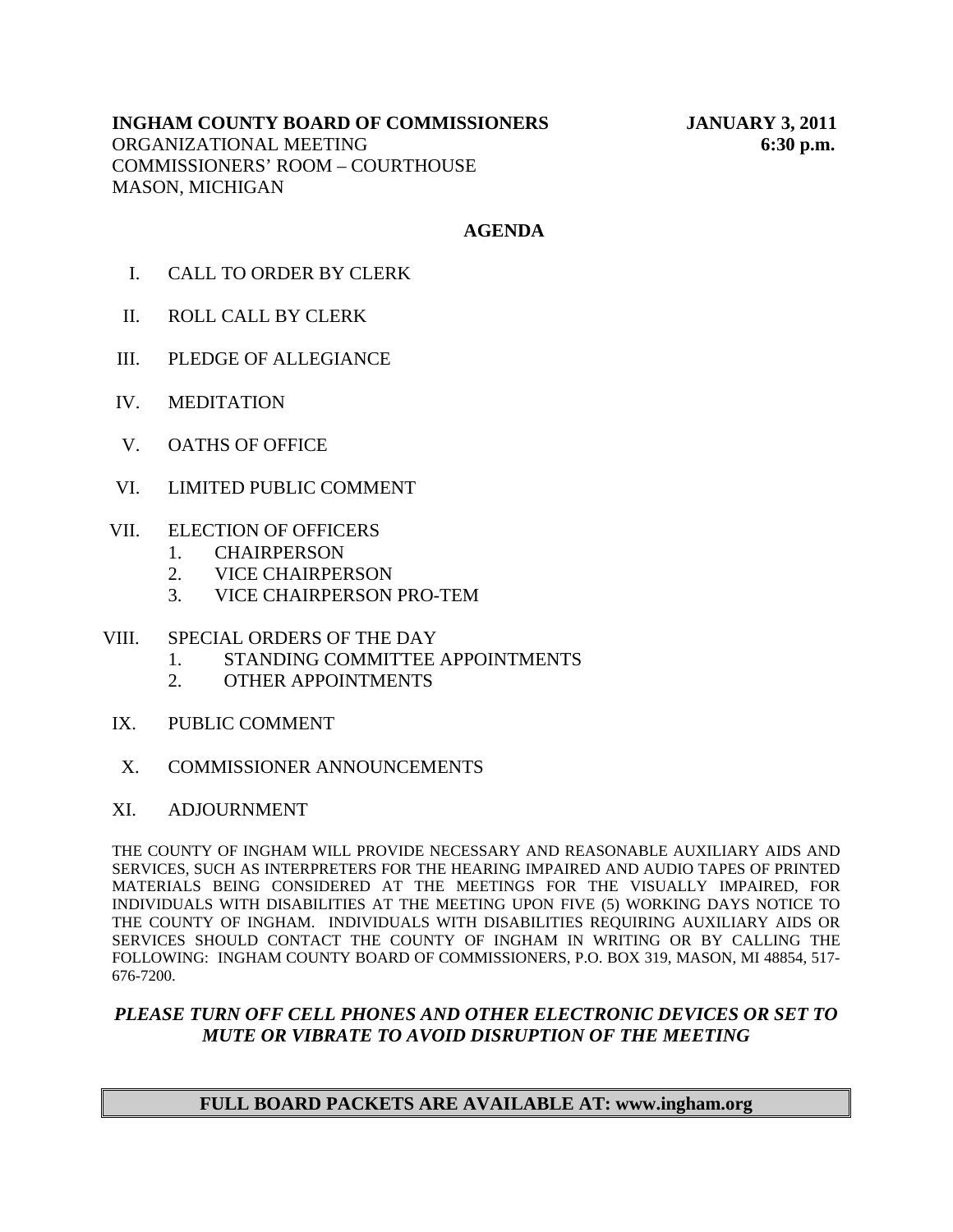**INGHAM COUNTY BOARD OF COMMISSIONERS** **JANUARY 3, 2011**
ORGANIZATIONAL MEETING **6:30 p.m.**
COMMISSIONERS' ROOM – COURTHOUSE
MASON, MICHIGAN

## AGENDA

I. CALL TO ORDER BY CLERK

II. ROLL CALL BY CLERK

III. PLEDGE OF ALLEGIANCE

IV. MEDITATION

V. OATHS OF OFFICE

VI. LIMITED PUBLIC COMMENT

VII. ELECTION OF OFFICERS
   1. CHAIRPERSON
   2. VICE CHAIRPERSON
   3. VICE CHAIRPERSON PRO-TEM

VIII. SPECIAL ORDERS OF THE DAY
   1. STANDING COMMITTEE APPOINTMENTS
   2. OTHER APPOINTMENTS

IX. PUBLIC COMMENT

X. COMMISSIONER ANNOUNCEMENTS

XI. ADJOURNMENT

THE COUNTY OF INGHAM WILL PROVIDE NECESSARY AND REASONABLE AUXILIARY AIDS AND SERVICES, SUCH AS INTERPRETERS FOR THE HEARING IMPAIRED AND AUDIO TAPES OF PRINTED MATERIALS BEING CONSIDERED AT THE MEETINGS FOR THE VISUALLY IMPAIRED, FOR INDIVIDUALS WITH DISABILITIES AT THE MEETING UPON FIVE (5) WORKING DAYS NOTICE TO THE COUNTY OF INGHAM. INDIVIDUALS WITH DISABILITIES REQUIRING AUXILIARY AIDS OR SERVICES SHOULD CONTACT THE COUNTY OF INGHAM IN WRITING OR BY CALLING THE FOLLOWING: INGHAM COUNTY BOARD OF COMMISSIONERS, P.O. BOX 319, MASON, MI 48854, 517-676-7200.

***PLEASE TURN OFF CELL PHONES AND OTHER ELECTRONIC DEVICES OR SET TO MUTE OR VIBRATE TO AVOID DISRUPTION OF THE MEETING***

**FULL BOARD PACKETS ARE AVAILABLE AT: www.ingham.org**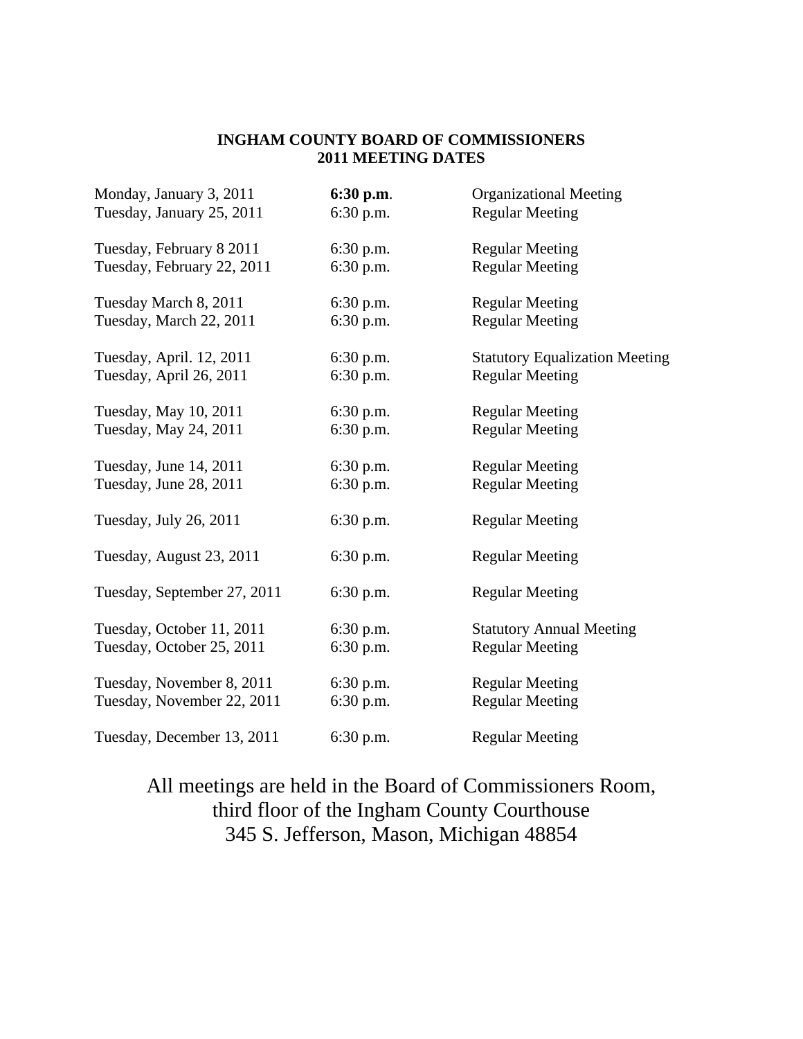**INGHAM COUNTY BOARD OF COMMISSIONERS**
**2011 MEETING DATES**

| | | |
|---|---|---|
| Monday, January 3, 2011 | **6:30 p.m**. | Organizational Meeting |
| Tuesday, January 25, 2011 | 6:30 p.m. | Regular Meeting |
| Tuesday, February 8 2011 | 6:30 p.m. | Regular Meeting |
| Tuesday, February 22, 2011 | 6:30 p.m. | Regular Meeting |
| Tuesday March 8, 2011 | 6:30 p.m. | Regular Meeting |
| Tuesday, March 22, 2011 | 6:30 p.m. | Regular Meeting |
| Tuesday, April. 12, 2011 | 6:30 p.m. | Statutory Equalization Meeting |
| Tuesday, April 26, 2011 | 6:30 p.m. | Regular Meeting |
| Tuesday, May 10, 2011 | 6:30 p.m. | Regular Meeting |
| Tuesday, May 24, 2011 | 6:30 p.m. | Regular Meeting |
| Tuesday, June 14, 2011 | 6:30 p.m. | Regular Meeting |
| Tuesday, June 28, 2011 | 6:30 p.m. | Regular Meeting |
| Tuesday, July 26, 2011 | 6:30 p.m. | Regular Meeting |
| Tuesday, August 23, 2011 | 6:30 p.m. | Regular Meeting |
| Tuesday, September 27, 2011 | 6:30 p.m. | Regular Meeting |
| Tuesday, October 11, 2011 | 6:30 p.m. | Statutory Annual Meeting |
| Tuesday, October 25, 2011 | 6:30 p.m. | Regular Meeting |
| Tuesday, November 8, 2011 | 6:30 p.m. | Regular Meeting |
| Tuesday, November 22, 2011 | 6:30 p.m. | Regular Meeting |
| Tuesday, December 13, 2011 | 6:30 p.m. | Regular Meeting |

All meetings are held in the Board of Commissioners Room,
third floor of the Ingham County Courthouse
345 S. Jefferson, Mason, Michigan 48854